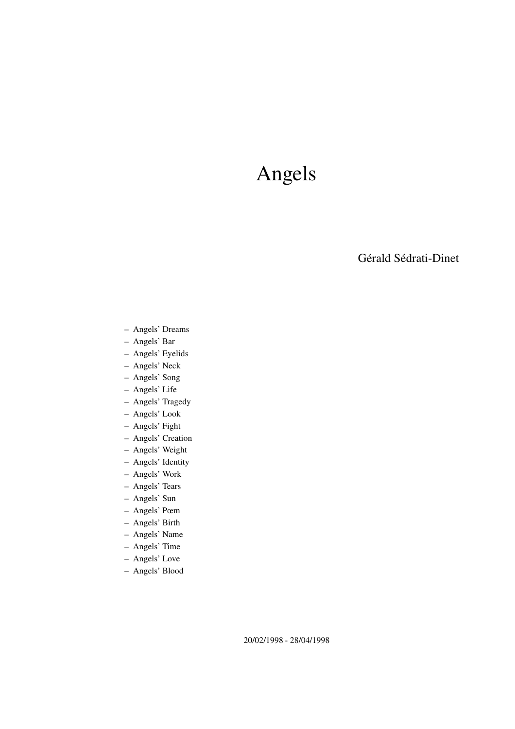# Angels

Gérald Sédrati-Dinet

- Angels' Dreams
- Angels' Bar
- Angels' Eyelids
- Angels' Neck
- Angels' Song
- Angels' Life
- Angels' Tragedy
- Angels' Look
- Angels' Fight
- Angels' Creation
- Angels' Weight
- Angels' Identity
- Angels' Work
- Angels' Tears
- Angels' Sun
- Angels' Pœm
- Angels' Birth
- Angels' Name
- Angels' Time
- Angels' Love
- Angels' Blood

20/02/1998 - 28/04/1998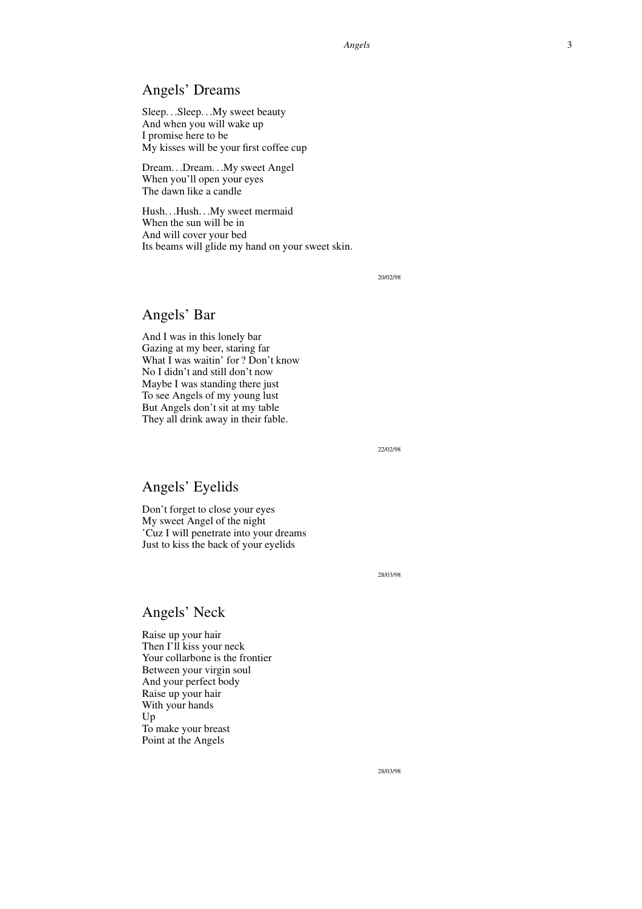## Angels' Dreams

Sleep. . .Sleep. . .My sweet beauty
And when you will wake up
I promise here to be
My kisses will be your first coffee cup

Dream. . .Dream. . .My sweet Angel
When you'll open your eyes
The dawn like a candle

Hush. . .Hush. . .My sweet mermaid
When the sun will be in
And will cover your bed
Its beams will glide my hand on your sweet skin.

20/02/98

## Angels' Bar

And I was in this lonely bar
Gazing at my beer, staring far
What I was waitin' for ? Don't know
No I didn't and still don't now
Maybe I was standing there just
To see Angels of my young lust
But Angels don't sit at my table
They all drink away in their fable.

22/02/98

## Angels' Eyelids

Don't forget to close your eyes
My sweet Angel of the night
'Cuz I will penetrate into your dreams
Just to kiss the back of your eyelids

28/03/98

## Angels' Neck

Raise up your hair
Then I'll kiss your neck
Your collarbone is the frontier
Between your virgin soul
And your perfect body
Raise up your hair
With your hands
Up
To make your breast
Point at the Angels

28/03/98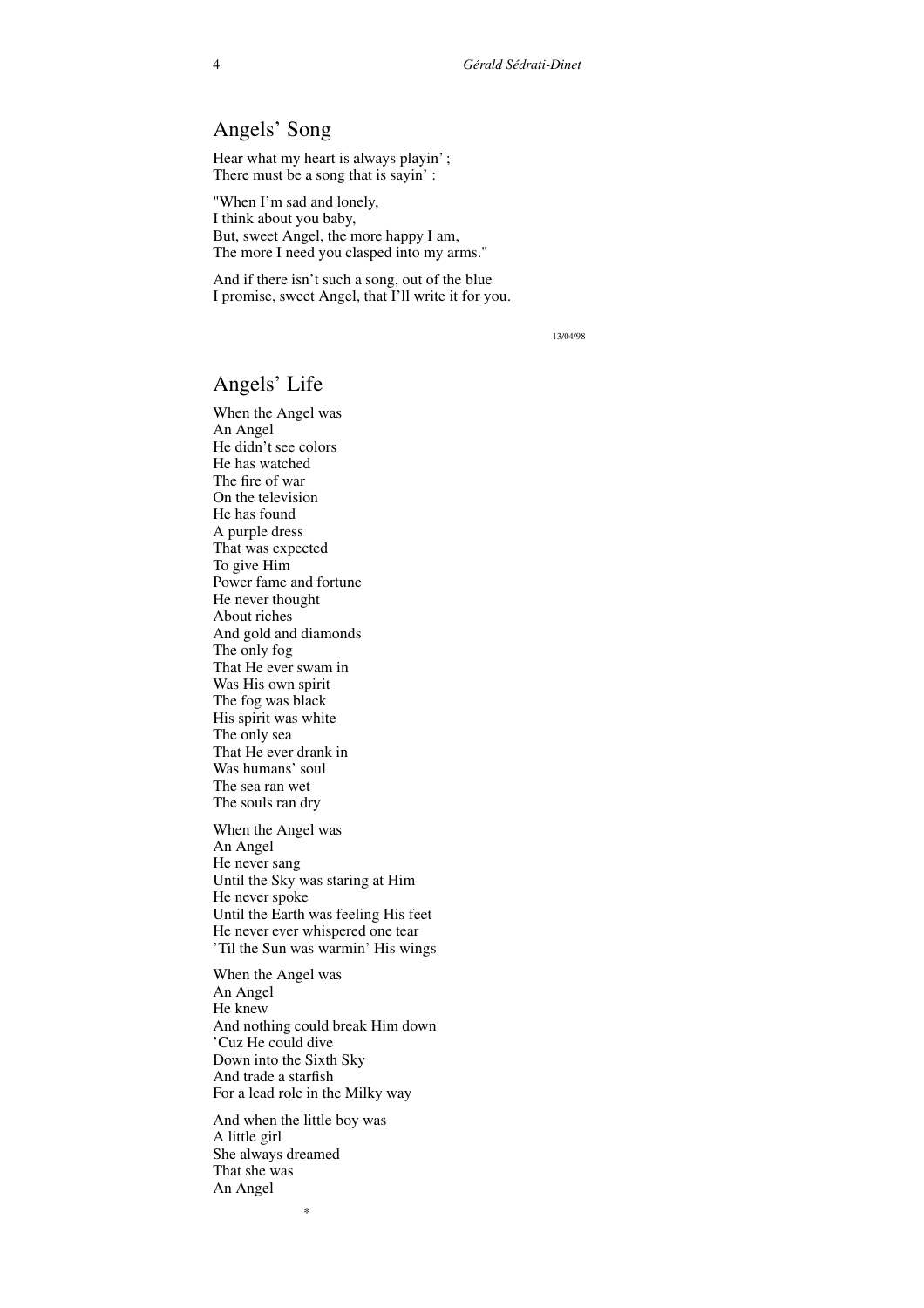## Angels' Song

Hear what my heart is always playin' ;  
There must be a song that is sayin' :

"When I'm sad and lonely,  
I think about you baby,  
But, sweet Angel, the more happy I am,  
The more I need you clasped into my arms."

And if there isn't such a song, out of the blue  
I promise, sweet Angel, that I'll write it for you.

13/04/98

## Angels' Life

When the Angel was  
An Angel  
He didn't see colors  
He has watched  
The fire of war  
On the television  
He has found  
A purple dress  
That was expected  
To give Him  
Power fame and fortune  
He never thought  
About riches  
And gold and diamonds  
The only fog  
That He ever swam in  
Was His own spirit  
The fog was black  
His spirit was white  
The only sea  
That He ever drank in  
Was humans' soul  
The sea ran wet  
The souls ran dry

When the Angel was  
An Angel  
He never sang  
Until the Sky was staring at Him  
He never spoke  
Until the Earth was feeling His feet  
He never ever whispered one tear  
'Til the Sun was warmin' His wings

When the Angel was  
An Angel  
He knew  
And nothing could break Him down  
'Cuz He could dive  
Down into the Sixth Sky  
And trade a starfish  
For a lead role in the Milky way

And when the little boy was  
A little girl  
She always dreamed  
That she was  
An Angel

*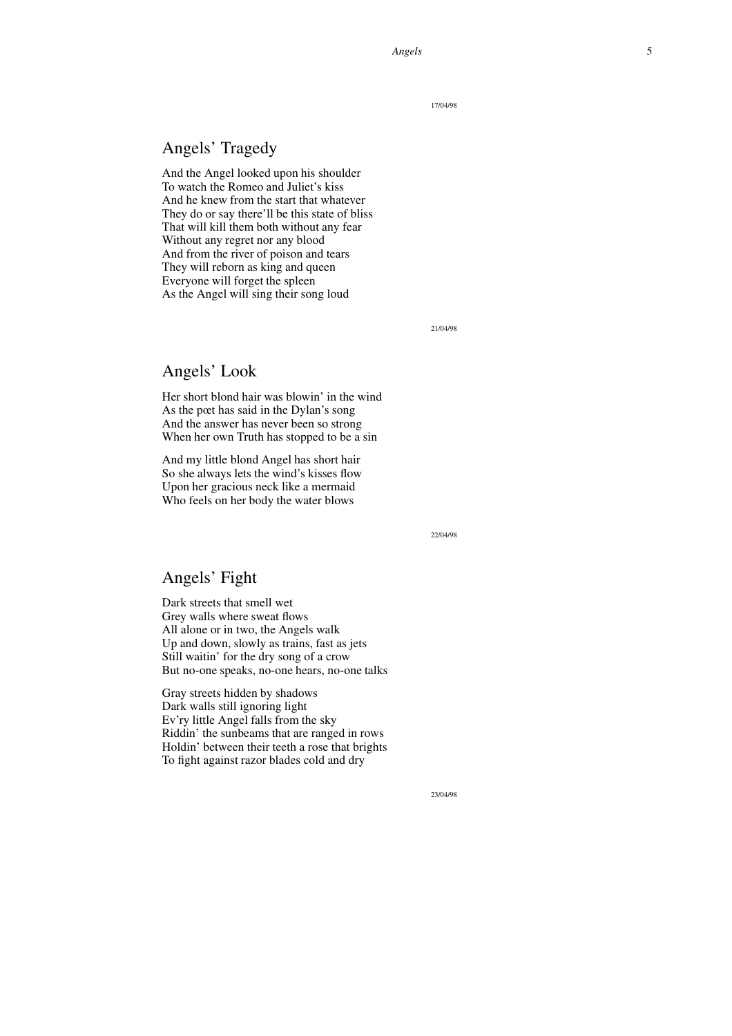17/04/98

## Angels' Tragedy

And the Angel looked upon his shoulder
To watch the Romeo and Juliet's kiss
And he knew from the start that whatever
They do or say there'll be this state of bliss
That will kill them both without any fear
Without any regret nor any blood
And from the river of poison and tears
They will reborn as king and queen
Everyone will forget the spleen
As the Angel will sing their song loud

21/04/98

## Angels' Look

Her short blond hair was blowin' in the wind
As the pœt has said in the Dylan's song
And the answer has never been so strong
When her own Truth has stopped to be a sin

And my little blond Angel has short hair
So she always lets the wind's kisses flow
Upon her gracious neck like a mermaid
Who feels on her body the water blows

22/04/98

## Angels' Fight

Dark streets that smell wet
Grey walls where sweat flows
All alone or in two, the Angels walk
Up and down, slowly as trains, fast as jets
Still waitin' for the dry song of a crow
But no-one speaks, no-one hears, no-one talks

Gray streets hidden by shadows
Dark walls still ignoring light
Ev'ry little Angel falls from the sky
Riddin' the sunbeams that are ranged in rows
Holdin' between their teeth a rose that brights
To fight against razor blades cold and dry

23/04/98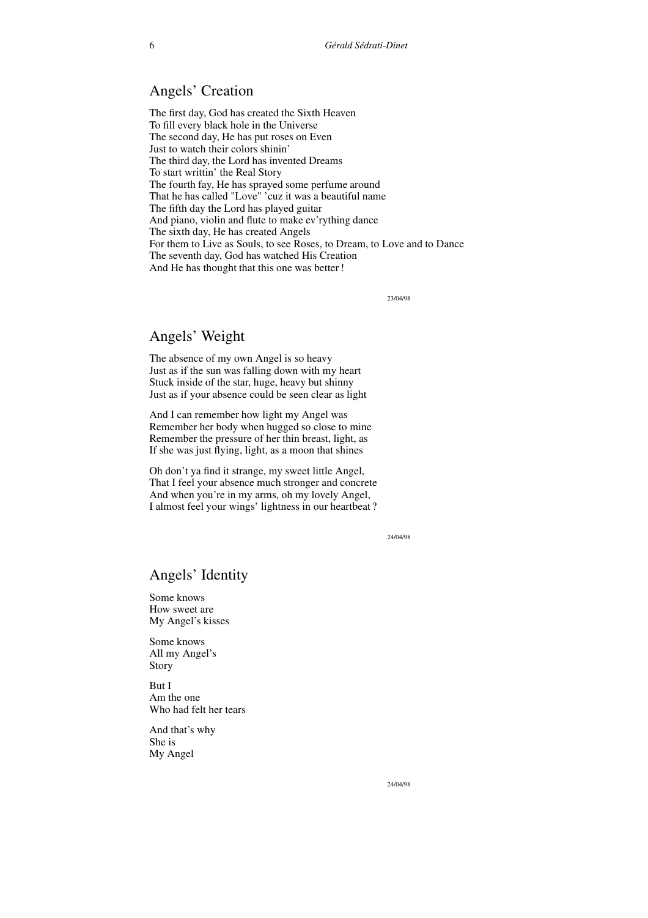## Angels' Creation

The first day, God has created the Sixth Heaven  
To fill every black hole in the Universe  
The second day, He has put roses on Even  
Just to watch their colors shinin'  
The third day, the Lord has invented Dreams  
To start writtin' the Real Story  
The fourth fay, He has sprayed some perfume around  
That he has called "Love" 'cuz it was a beautiful name  
The fifth day the Lord has played guitar  
And piano, violin and flute to make ev'rything dance  
The sixth day, He has created Angels  
For them to Live as Souls, to see Roses, to Dream, to Love and to Dance  
The seventh day, God has watched His Creation  
And He has thought that this one was better !

23/04/98

## Angels' Weight

The absence of my own Angel is so heavy  
Just as if the sun was falling down with my heart  
Stuck inside of the star, huge, heavy but shinny  
Just as if your absence could be seen clear as light

And I can remember how light my Angel was  
Remember her body when hugged so close to mine  
Remember the pressure of her thin breast, light, as  
If she was just flying, light, as a moon that shines

Oh don't ya find it strange, my sweet little Angel,  
That I feel your absence much stronger and concrete  
And when you're in my arms, oh my lovely Angel,  
I almost feel your wings' lightness in our heartbeat ?

24/04/98

## Angels' Identity

Some knows  
How sweet are  
My Angel's kisses

Some knows  
All my Angel's  
Story

But I  
Am the one  
Who had felt her tears

And that's why  
She is  
My Angel

24/04/98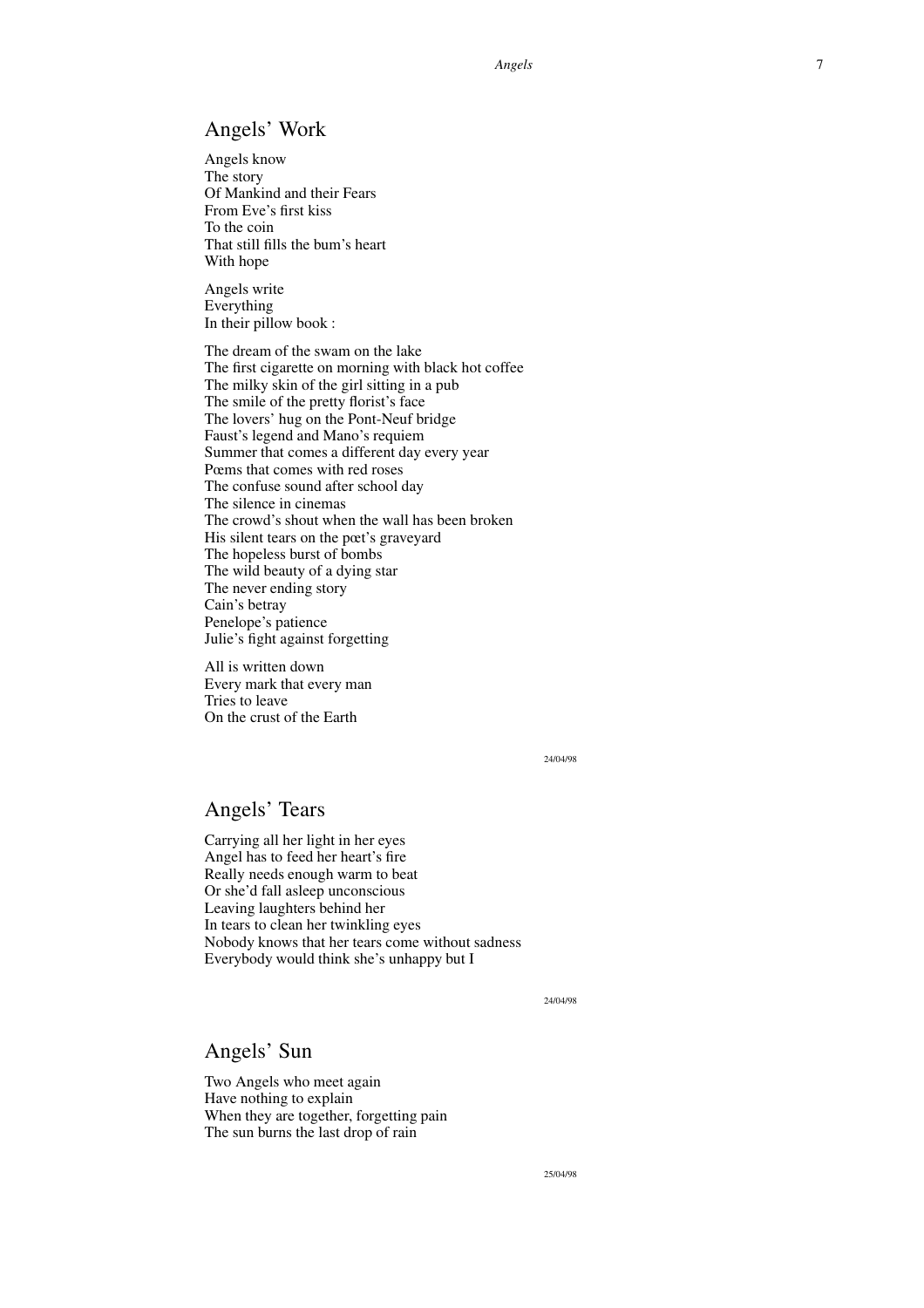## Angels' Work

Angels know
The story
Of Mankind and their Fears
From Eve's first kiss
To the coin
That still fills the bum's heart
With hope

Angels write
Everything
In their pillow book :

The dream of the swam on the lake
The first cigarette on morning with black hot coffee
The milky skin of the girl sitting in a pub
The smile of the pretty florist's face
The lovers' hug on the Pont-Neuf bridge
Faust's legend and Mano's requiem
Summer that comes a different day every year
Pœms that comes with red roses
The confuse sound after school day
The silence in cinemas
The crowd's shout when the wall has been broken
His silent tears on the pœt's graveyard
The hopeless burst of bombs
The wild beauty of a dying star
The never ending story
Cain's betray
Penelope's patience
Julie's fight against forgetting

All is written down
Every mark that every man
Tries to leave
On the crust of the Earth

24/04/98

## Angels' Tears

Carrying all her light in her eyes
Angel has to feed her heart's fire
Really needs enough warm to beat
Or she'd fall asleep unconscious
Leaving laughters behind her
In tears to clean her twinkling eyes
Nobody knows that her tears come without sadness
Everybody would think she's unhappy but I

24/04/98

## Angels' Sun

Two Angels who meet again
Have nothing to explain
When they are together, forgetting pain
The sun burns the last drop of rain

25/04/98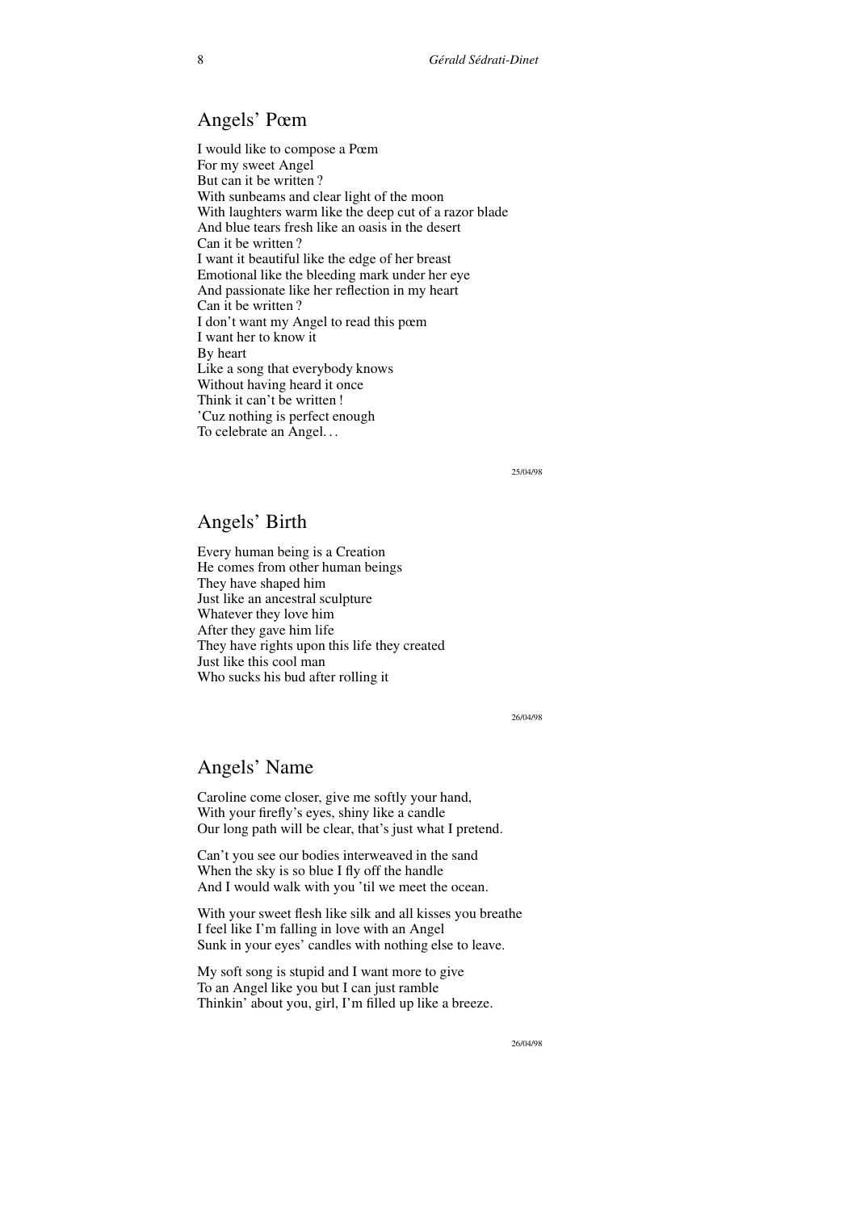## Angels' Pœm

I would like to compose a Pœm  
For my sweet Angel  
But can it be written ?  
With sunbeams and clear light of the moon  
With laughters warm like the deep cut of a razor blade  
And blue tears fresh like an oasis in the desert  
Can it be written ?  
I want it beautiful like the edge of her breast  
Emotional like the bleeding mark under her eye  
And passionate like her reflection in my heart  
Can it be written ?  
I don't want my Angel to read this pœm  
I want her to know it  
By heart  
Like a song that everybody knows  
Without having heard it once  
Think it can't be written !  
'Cuz nothing is perfect enough  
To celebrate an Angel. . .

25/04/98

## Angels' Birth

Every human being is a Creation  
He comes from other human beings  
They have shaped him  
Just like an ancestral sculpture  
Whatever they love him  
After they gave him life  
They have rights upon this life they created  
Just like this cool man  
Who sucks his bud after rolling it

26/04/98

## Angels' Name

Caroline come closer, give me softly your hand,  
With your firefly's eyes, shiny like a candle  
Our long path will be clear, that's just what I pretend.

Can't you see our bodies interweaved in the sand  
When the sky is so blue I fly off the handle  
And I would walk with you 'til we meet the ocean.

With your sweet flesh like silk and all kisses you breathe  
I feel like I'm falling in love with an Angel  
Sunk in your eyes' candles with nothing else to leave.

My soft song is stupid and I want more to give  
To an Angel like you but I can just ramble  
Thinkin' about you, girl, I'm filled up like a breeze.

26/04/98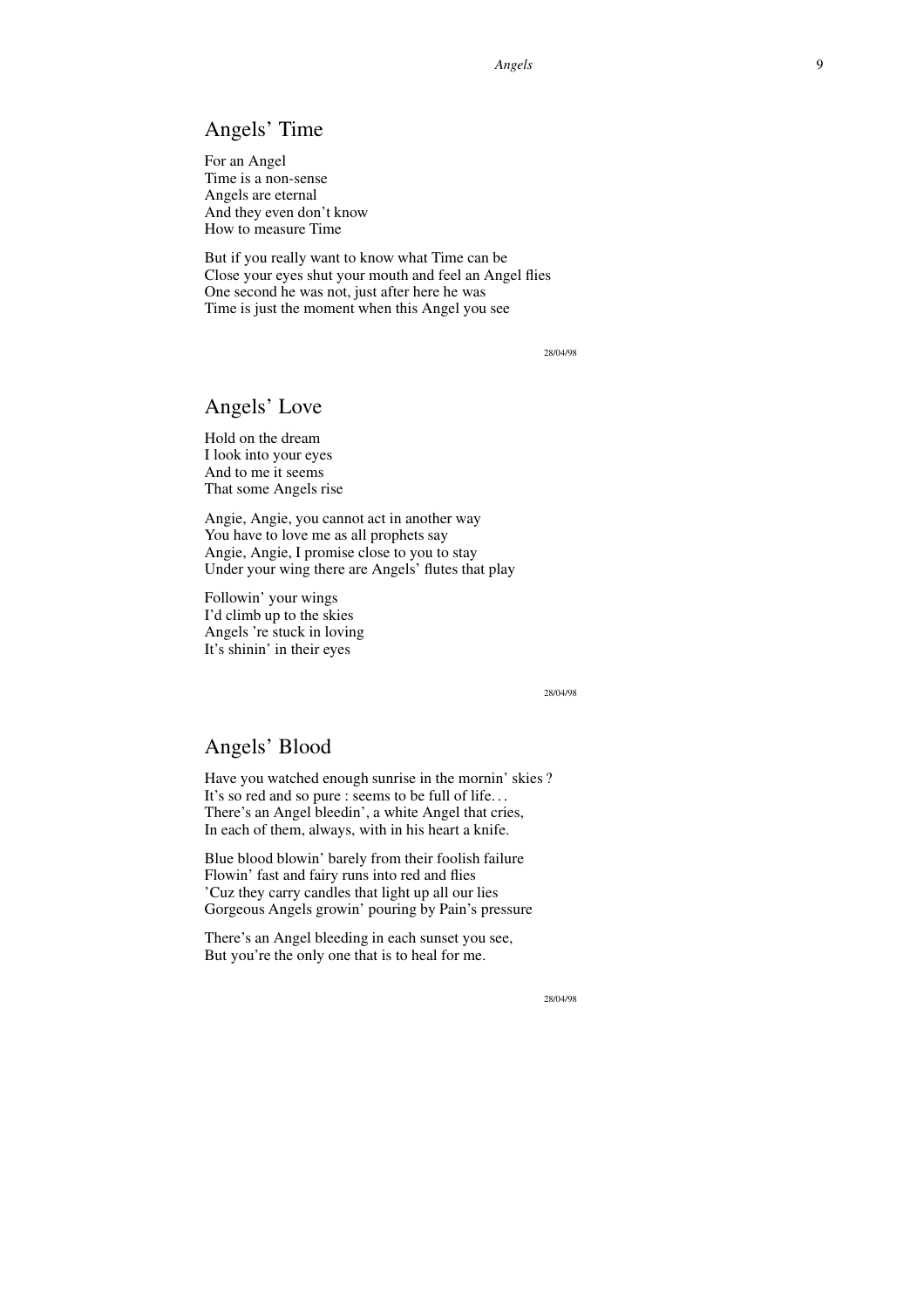## Angels' Time

For an Angel  
Time is a non-sense  
Angels are eternal  
And they even don't know  
How to measure Time

But if you really want to know what Time can be  
Close your eyes shut your mouth and feel an Angel flies  
One second he was not, just after here he was  
Time is just the moment when this Angel you see

28/04/98

## Angels' Love

Hold on the dream  
I look into your eyes  
And to me it seems  
That some Angels rise

Angie, Angie, you cannot act in another way  
You have to love me as all prophets say  
Angie, Angie, I promise close to you to stay  
Under your wing there are Angels' flutes that play

Followin' your wings  
I'd climb up to the skies  
Angels 're stuck in loving  
It's shinin' in their eyes

28/04/98

## Angels' Blood

Have you watched enough sunrise in the mornin' skies ?  
It's so red and so pure : seems to be full of life…  
There's an Angel bleedin', a white Angel that cries,  
In each of them, always, with in his heart a knife.

Blue blood blowin' barely from their foolish failure  
Flowin' fast and fairy runs into red and flies  
'Cuz they carry candles that light up all our lies  
Gorgeous Angels growin' pouring by Pain's pressure

There's an Angel bleeding in each sunset you see,  
But you're the only one that is to heal for me.

28/04/98